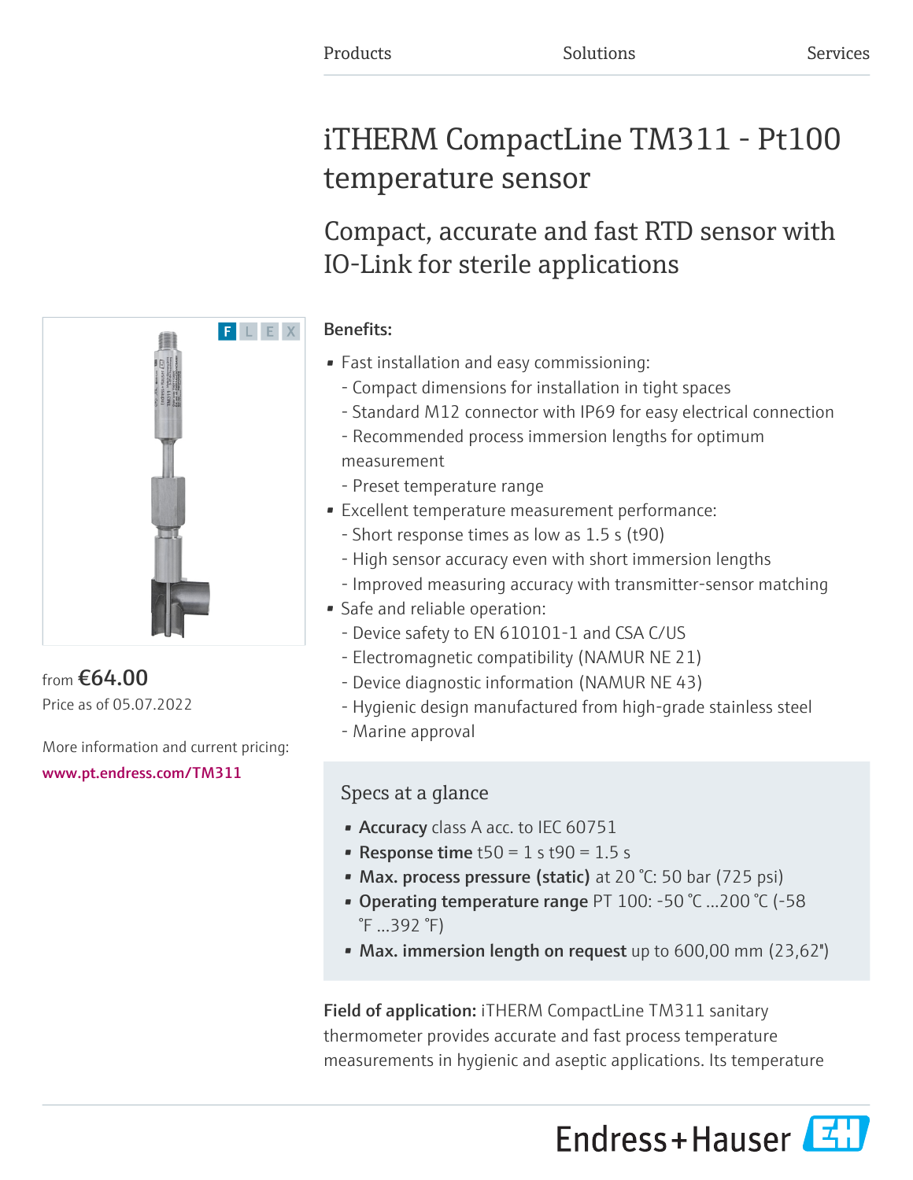Products Solutions Services

# iTHERM CompactLine TM311 - Pt100 temperature sensor

## Compact, accurate and fast RTD sensor with IO-Link for sterile applications

F L E X

from **€64.00**
Price as of 05.07.2022

More information and current pricing:
www.pt.endress.com/TM311

**Benefits:**

- Fast installation and easy commissioning:
  - Compact dimensions for installation in tight spaces
  - Standard M12 connector with IP69 for easy electrical connection
  - Recommended process immersion lengths for optimum measurement
  - Preset temperature range
- Excellent temperature measurement performance:
  - Short response times as low as 1.5 s (t90)
  - High sensor accuracy even with short immersion lengths
  - Improved measuring accuracy with transmitter-sensor matching
- Safe and reliable operation:
  - Device safety to EN 610101-1 and CSA C/US
  - Electromagnetic compatibility (NAMUR NE 21)
  - Device diagnostic information (NAMUR NE 43)
  - Hygienic design manufactured from high-grade stainless steel
  - Marine approval

### Specs at a glance

- **Accuracy** class A acc. to IEC 60751
- **Response time** t50 = 1 s t90 = 1.5 s
- **Max. process pressure (static)** at 20 °C: 50 bar (725 psi)
- **Operating temperature range** PT 100: -50 °C ...200 °C (-58 °F ...392 °F)
- **Max. immersion length on request** up to 600,00 mm (23,62")

**Field of application:** iTHERM CompactLine TM311 sanitary thermometer provides accurate and fast process temperature measurements in hygienic and aseptic applications. Its temperature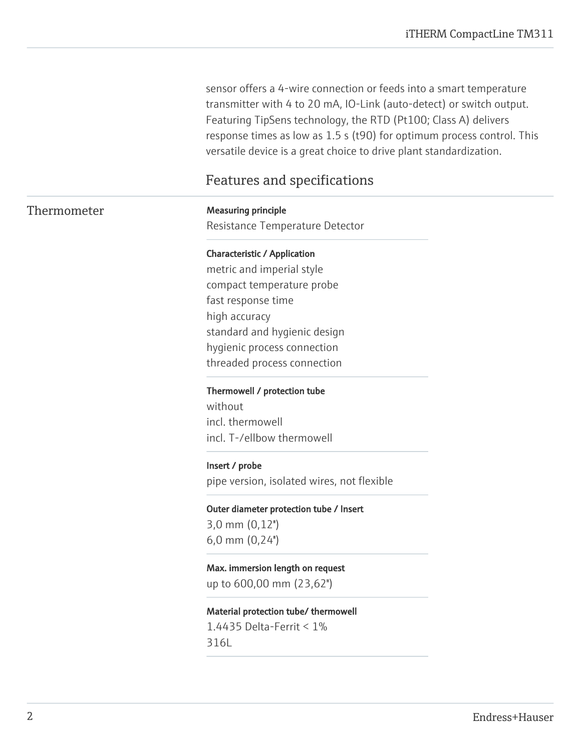sensor offers a 4-wire connection or feeds into a smart temperature transmitter with 4 to 20 mA, IO-Link (auto-detect) or switch output. Featuring TipSens technology, the RTD (Pt100; Class A) delivers response times as low as 1.5 s (t90) for optimum process control. This versatile device is a great choice to drive plant standardization.

## Features and specifications

### Thermometer

**Measuring principle**
Resistance Temperature Detector

**Characteristic / Application**
metric and imperial style
compact temperature probe
fast response time
high accuracy
standard and hygienic design
hygienic process connection
threaded process connection

**Thermowell / protection tube**
without
incl. thermowell
incl. T-/ellbow thermowell

**Insert / probe**
pipe version, isolated wires, not flexible

**Outer diameter protection tube / Insert**
3,0 mm (0,12")
6,0 mm (0,24")

**Max. immersion length on request**
up to 600,00 mm (23,62")

**Material protection tube/ thermowell**
1.4435 Delta-Ferrit < 1%
316L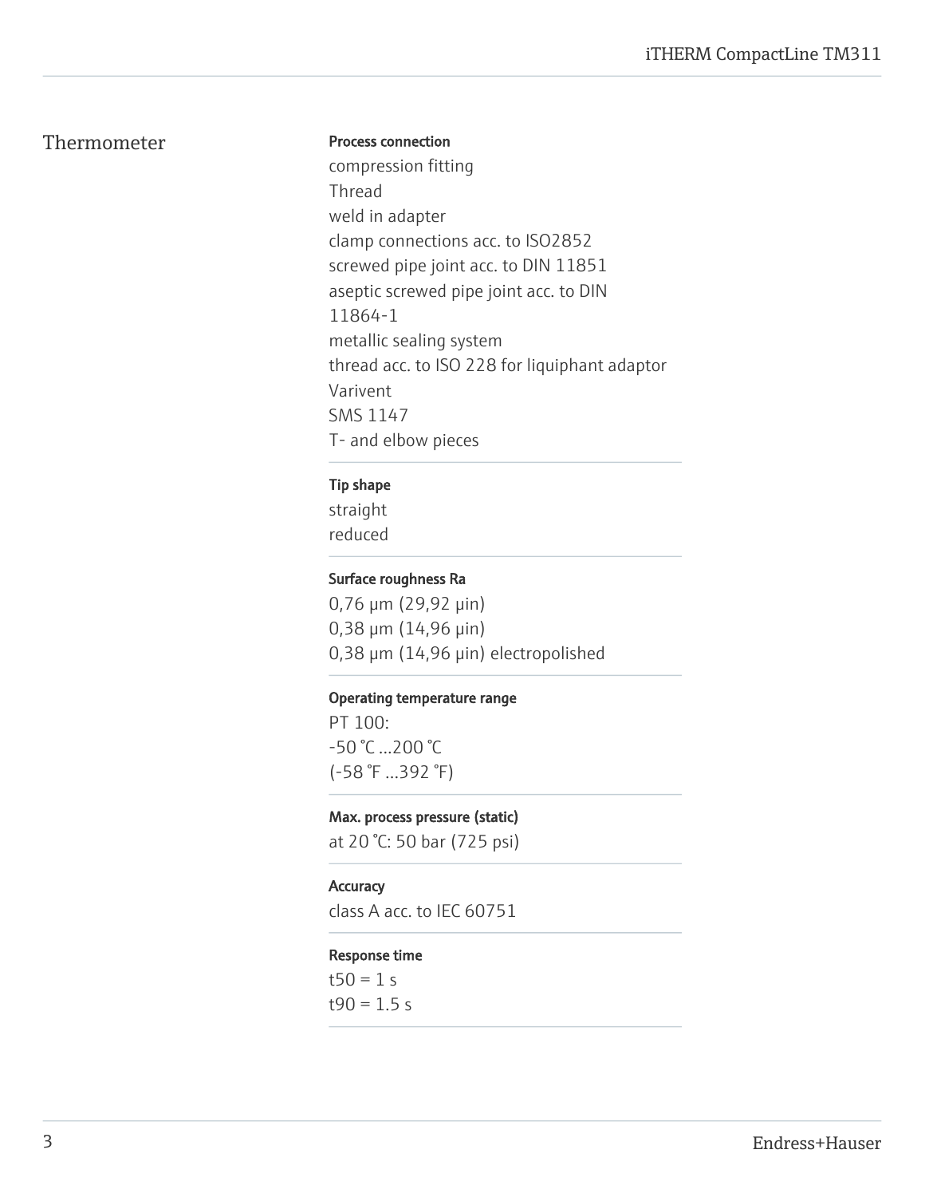## Thermometer

**Process connection**

compression fitting
Thread
weld in adapter
clamp connections acc. to ISO2852
screwed pipe joint acc. to DIN 11851
aseptic screwed pipe joint acc. to DIN 11864-1
metallic sealing system
thread acc. to ISO 228 for liquiphant adaptor
Varivent
SMS 1147
T- and elbow pieces

**Tip shape**

straight
reduced

**Surface roughness Ra**

0,76 µm (29,92 µin)
0,38 µm (14,96 µin)
0,38 µm (14,96 µin) electropolished

**Operating temperature range**

PT 100:
-50 °C ...200 °C
(-58 °F ...392 °F)

**Max. process pressure (static)**

at 20 °C: 50 bar (725 psi)

**Accuracy**

class A acc. to IEC 60751

**Response time**

$t_{50}$ = 1 s
$t_{90}$ = 1.5 s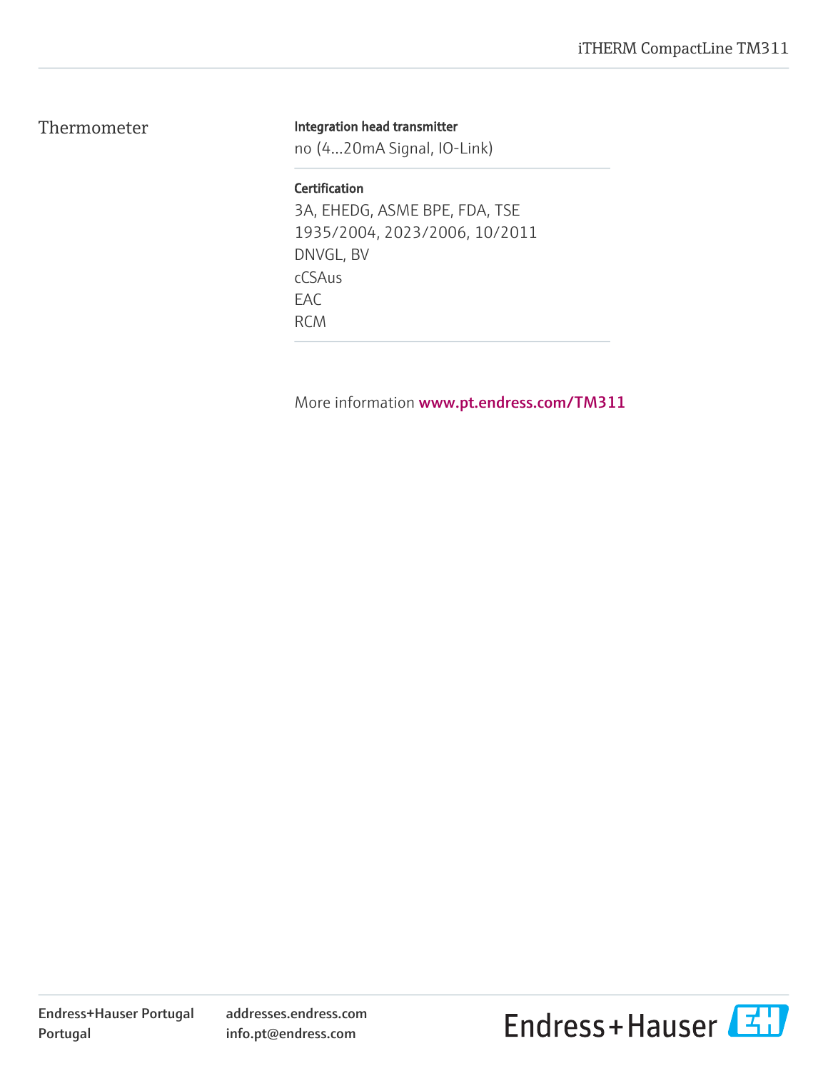## Thermometer

**Integration head transmitter**

no (4...20mA Signal, IO-Link)

**Certification**

3A, EHEDG, ASME BPE, FDA, TSE
1935/2004, 2023/2006, 10/2011
DNVGL, BV
cCSAus
EAC
RCM

More information **www.pt.endress.com/TM311**

Endress+Hauser Portugal
Portugal

addresses.endress.com
info.pt@endress.com